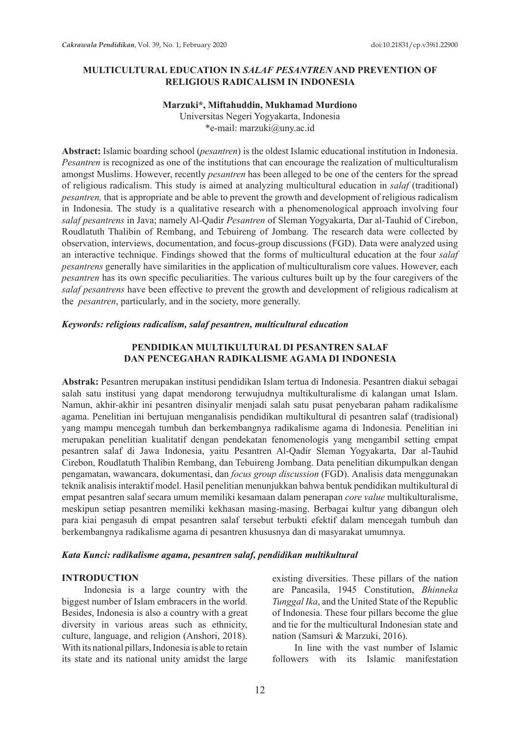# MULTICULTURAL EDUCATION IN *SALAF PESANTREN* AND PREVENTION OF RELIGIOUS RADICALISM IN INDONESIA

**Marzuki\*, Miftahuddin, Mukhamad Murdiono**

Universitas Negeri Yogyakarta, Indonesia

\*e-mail: marzuki@uny.ac.id

**Abstract:** Islamic boarding school (*pesantren*) is the oldest Islamic educational institution in Indonesia. *Pesantren* is recognized as one of the institutions that can encourage the realization of multiculturalism amongst Muslims. However, recently *pesantren* has been alleged to be one of the centers for the spread of religious radicalism. This study is aimed at analyzing multicultural education in *salaf* (traditional) *pesantren,* that is appropriate and be able to prevent the growth and development of religious radicalism in Indonesia. The study is a qualitative research with a phenomenological approach involving four *salaf pesantrens* in Java; namely Al-Qadir *Pesantren* of Sleman Yogyakarta, Dar al-Tauhid of Cirebon, Roudlatuth Thalibin of Rembang, and Tebuireng of Jombang. The research data were collected by observation, interviews, documentation, and focus-group discussions (FGD). Data were analyzed using an interactive technique. Findings showed that the forms of multicultural education at the four *salaf pesantrens* generally have similarities in the application of multiculturalism core values. However, each *pesantren* has its own specific peculiarities. The various cultures built up by the four caregivers of the *salaf pesantrens* have been effective to prevent the growth and development of religious radicalism at the *pesantren*, particularly, and in the society, more generally.

***Keywords: religious radicalism, salaf pesantren, multicultural education***

# PENDIDIKAN MULTIKULTURAL DI PESANTREN SALAF DAN PENCEGAHAN RADIKALISME AGAMA DI INDONESIA

**Abstrak:** Pesantren merupakan institusi pendidikan Islam tertua di Indonesia. Pesantren diakui sebagai salah satu institusi yang dapat mendorong terwujudnya multikulturalisme di kalangan umat Islam. Namun, akhir-akhir ini pesantren disinyalir menjadi salah satu pusat penyebaran paham radikalisme agama. Penelitian ini bertujuan menganalisis pendidikan multikultural di pesantren salaf (tradisional) yang mampu mencegah tumbuh dan berkembangnya radikalisme agama di Indonesia. Penelitian ini merupakan penelitian kualitatif dengan pendekatan fenomenologis yang mengambil setting empat pesantren salaf di Jawa Indonesia, yaitu Pesantren Al-Qadir Sleman Yogyakarta, Dar al-Tauhid Cirebon, Roudlatuth Thalibin Rembang, dan Tebuireng Jombang. Data penelitian dikumpulkan dengan pengamatan, wawancara, dokumentasi, dan *focus group discussion* (FGD). Analisis data menggunakan teknik analisis interaktif model. Hasil penelitian menunjukkan bahwa bentuk pendidikan multikultural di empat pesantren salaf secara umum memiliki kesamaan dalam penerapan *core value* multikulturalisme, meskipun setiap pesantren memiliki kekhasan masing-masing. Berbagai kultur yang dibangun oleh para kiai pengasuh di empat pesantren salaf tersebut terbukti efektif dalam mencegah tumbuh dan berkembangnya radikalisme agama di pesantren khususnya dan di masyarakat umumnya.

***Kata Kunci: radikalisme agama, pesantren salaf, pendidikan multikultural***

## INTRODUCTION

Indonesia is a large country with the biggest number of Islam embracers in the world. Besides, Indonesia is also a country with a great diversity in various areas such as ethnicity, culture, language, and religion (Anshori, 2018). With its national pillars, Indonesia is able to retain its state and its national unity amidst the large existing diversities. These pillars of the nation are Pancasila, 1945 Constitution, *Bhinneka Tunggal Ika*, and the United State of the Republic of Indonesia. These four pillars become the glue and tie for the multicultural Indonesian state and nation (Samsuri & Marzuki, 2016).

In line with the vast number of Islamic followers with its Islamic manifestation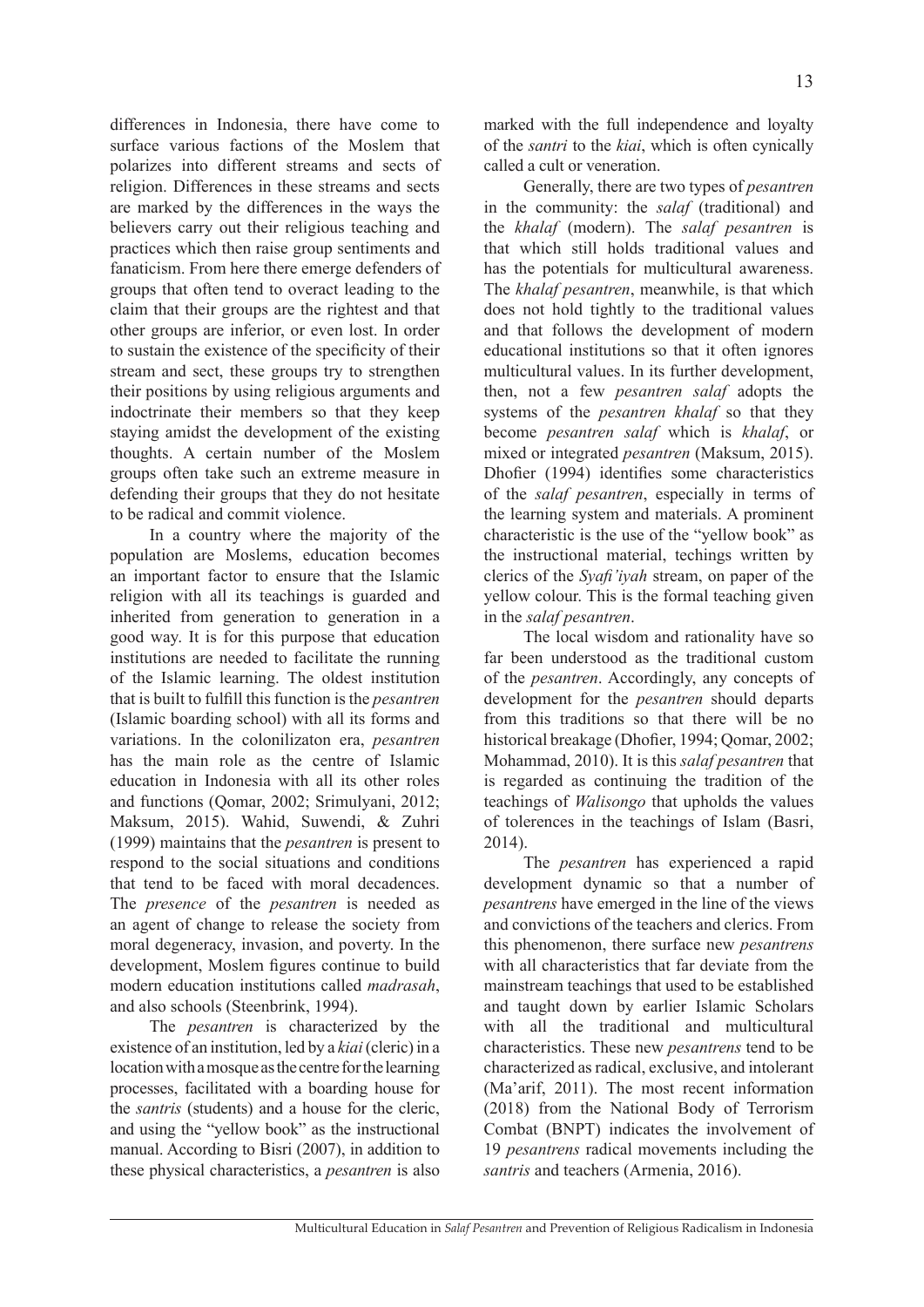differences in Indonesia, there have come to surface various factions of the Moslem that polarizes into different streams and sects of religion. Differences in these streams and sects are marked by the differences in the ways the believers carry out their religious teaching and practices which then raise group sentiments and fanaticism. From here there emerge defenders of groups that often tend to overact leading to the claim that their groups are the rightest and that other groups are inferior, or even lost. In order to sustain the existence of the specificity of their stream and sect, these groups try to strengthen their positions by using religious arguments and indoctrinate their members so that they keep staying amidst the development of the existing thoughts. A certain number of the Moslem groups often take such an extreme measure in defending their groups that they do not hesitate to be radical and commit violence.

In a country where the majority of the population are Moslems, education becomes an important factor to ensure that the Islamic religion with all its teachings is guarded and inherited from generation to generation in a good way. It is for this purpose that education institutions are needed to facilitate the running of the Islamic learning. The oldest institution that is built to fulfill this function is the *pesantren* (Islamic boarding school) with all its forms and variations. In the colonilizaton era, *pesantren* has the main role as the centre of Islamic education in Indonesia with all its other roles and functions (Qomar, 2002; Srimulyani, 2012; Maksum, 2015). Wahid, Suwendi, & Zuhri (1999) maintains that the *pesantren* is present to respond to the social situations and conditions that tend to be faced with moral decadences. The *presence* of the *pesantren* is needed as an agent of change to release the society from moral degeneracy, invasion, and poverty. In the development, Moslem figures continue to build modern education institutions called *madrasah*, and also schools (Steenbrink, 1994).

The *pesantren* is characterized by the existence of an institution, led by a *kiai* (cleric) in a location with a mosque as the centre for the learning processes, facilitated with a boarding house for the *santris* (students) and a house for the cleric, and using the "yellow book" as the instructional manual. According to Bisri (2007), in addition to these physical characteristics, a *pesantren* is also marked with the full independence and loyalty of the *santri* to the *kiai*, which is often cynically called a cult or veneration.

Generally, there are two types of *pesantren* in the community: the *salaf* (traditional) and the *khalaf* (modern). The *salaf pesantren* is that which still holds traditional values and has the potentials for multicultural awareness. The *khalaf pesantren*, meanwhile, is that which does not hold tightly to the traditional values and that follows the development of modern educational institutions so that it often ignores multicultural values. In its further development, then, not a few *pesantren salaf* adopts the systems of the *pesantren khalaf* so that they become *pesantren salaf* which is *khalaf*, or mixed or integrated *pesantren* (Maksum, 2015). Dhofier (1994) identifies some characteristics of the *salaf pesantren*, especially in terms of the learning system and materials. A prominent characteristic is the use of the "yellow book" as the instructional material, techings written by clerics of the *Syafi'iyah* stream, on paper of the yellow colour. This is the formal teaching given in the *salaf pesantren*.

The local wisdom and rationality have so far been understood as the traditional custom of the *pesantren*. Accordingly, any concepts of development for the *pesantren* should departs from this traditions so that there will be no historical breakage (Dhofier, 1994; Qomar, 2002; Mohammad, 2010). It is this *salaf pesantren* that is regarded as continuing the tradition of the teachings of *Walisongo* that upholds the values of tolerences in the teachings of Islam (Basri, 2014).

The *pesantren* has experienced a rapid development dynamic so that a number of *pesantrens* have emerged in the line of the views and convictions of the teachers and clerics. From this phenomenon, there surface new *pesantrens* with all characteristics that far deviate from the mainstream teachings that used to be established and taught down by earlier Islamic Scholars with all the traditional and multicultural characteristics. These new *pesantrens* tend to be characterized as radical, exclusive, and intolerant (Ma'arif, 2011). The most recent information (2018) from the National Body of Terrorism Combat (BNPT) indicates the involvement of 19 *pesantrens* radical movements including the *santris* and teachers (Armenia, 2016).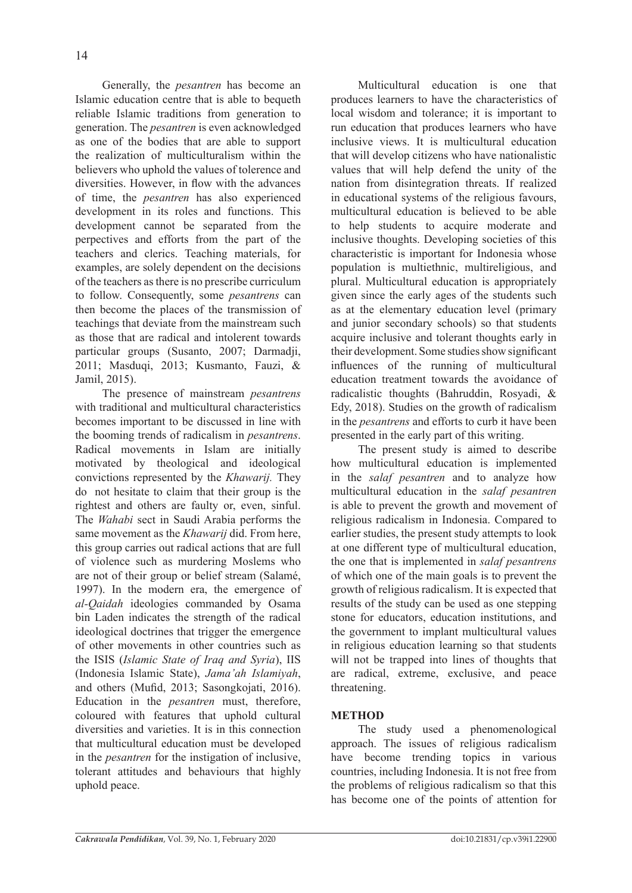Generally, the *pesantren* has become an Islamic education centre that is able to bequeth reliable Islamic traditions from generation to generation. The *pesantren* is even acknowledged as one of the bodies that are able to support the realization of multiculturalism within the believers who uphold the values of tolerence and diversities. However, in flow with the advances of time, the *pesantren* has also experienced development in its roles and functions. This development cannot be separated from the perpectives and efforts from the part of the teachers and clerics. Teaching materials, for examples, are solely dependent on the decisions of the teachers as there is no prescribe curriculum to follow. Consequently, some *pesantrens* can then become the places of the transmission of teachings that deviate from the mainstream such as those that are radical and intolerent towards particular groups (Susanto, 2007; Darmadji, 2011; Masduqi, 2013; Kusmanto, Fauzi, & Jamil, 2015).

The presence of mainstream *pesantrens* with traditional and multicultural characteristics becomes important to be discussed in line with the booming trends of radicalism in *pesantrens*. Radical movements in Islam are initially motivated by theological and ideological convictions represented by the *Khawarij.* They do not hesitate to claim that their group is the rightest and others are faulty or, even, sinful. The *Wahabi* sect in Saudi Arabia performs the same movement as the *Khawarij* did. From here, this group carries out radical actions that are full of violence such as murdering Moslems who are not of their group or belief stream (Salamé, 1997). In the modern era, the emergence of *al-Qaidah* ideologies commanded by Osama bin Laden indicates the strength of the radical ideological doctrines that trigger the emergence of other movements in other countries such as the ISIS (*Islamic State of Iraq and Syria*), IIS (Indonesia Islamic State), *Jama'ah Islamiyah*, and others (Mufid, 2013; Sasongkojati, 2016). Education in the *pesantren* must, therefore, coloured with features that uphold cultural diversities and varieties. It is in this connection that multicultural education must be developed in the *pesantren* for the instigation of inclusive, tolerant attitudes and behaviours that highly uphold peace.

Multicultural education is one that produces learners to have the characteristics of local wisdom and tolerance; it is important to run education that produces learners who have inclusive views. It is multicultural education that will develop citizens who have nationalistic values that will help defend the unity of the nation from disintegration threats. If realized in educational systems of the religious favours, multicultural education is believed to be able to help students to acquire moderate and inclusive thoughts. Developing societies of this characteristic is important for Indonesia whose population is multiethnic, multireligious, and plural. Multicultural education is appropriately given since the early ages of the students such as at the elementary education level (primary and junior secondary schools) so that students acquire inclusive and tolerant thoughts early in their development. Some studies show significant influences of the running of multicultural education treatment towards the avoidance of radicalistic thoughts (Bahruddin, Rosyadi, & Edy, 2018). Studies on the growth of radicalism in the *pesantrens* and efforts to curb it have been presented in the early part of this writing.

The present study is aimed to describe how multicultural education is implemented in the *salaf pesantren* and to analyze how multicultural education in the *salaf pesantren* is able to prevent the growth and movement of religious radicalism in Indonesia. Compared to earlier studies, the present study attempts to look at one different type of multicultural education, the one that is implemented in *salaf pesantrens* of which one of the main goals is to prevent the growth of religious radicalism. It is expected that results of the study can be used as one stepping stone for educators, education institutions, and the government to implant multicultural values in religious education learning so that students will not be trapped into lines of thoughts that are radical, extreme, exclusive, and peace threatening.

## METHOD

The study used a phenomenological approach. The issues of religious radicalism have become trending topics in various countries, including Indonesia. It is not free from the problems of religious radicalism so that this has become one of the points of attention for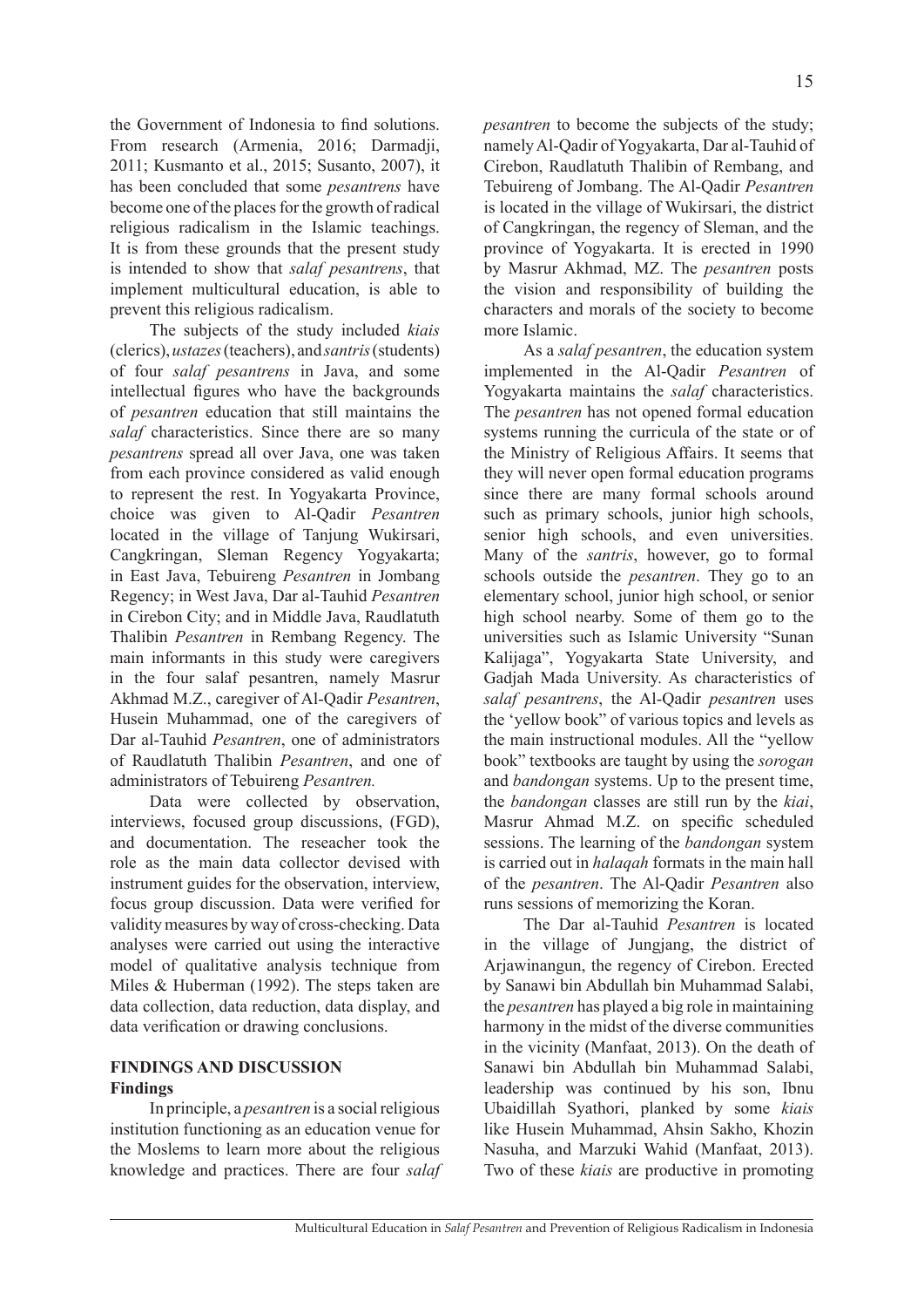the Government of Indonesia to find solutions. From research (Armenia, 2016; Darmadji, 2011; Kusmanto et al., 2015; Susanto, 2007), it has been concluded that some *pesantrens* have become one of the places for the growth of radical religious radicalism in the Islamic teachings. It is from these grounds that the present study is intended to show that *salaf pesantrens*, that implement multicultural education, is able to prevent this religious radicalism.

The subjects of the study included *kiais* (clerics), *ustazes* (teachers), and *santris* (students) of four *salaf pesantrens* in Java, and some intellectual figures who have the backgrounds of *pesantren* education that still maintains the *salaf* characteristics. Since there are so many *pesantrens* spread all over Java, one was taken from each province considered as valid enough to represent the rest. In Yogyakarta Province, choice was given to Al-Qadir *Pesantren* located in the village of Tanjung Wukirsari, Cangkringan, Sleman Regency Yogyakarta; in East Java, Tebuireng *Pesantren* in Jombang Regency; in West Java, Dar al-Tauhid *Pesantren* in Cirebon City; and in Middle Java, Raudlatuth Thalibin *Pesantren* in Rembang Regency. The main informants in this study were caregivers in the four salaf pesantren, namely Masrur Akhmad M.Z., caregiver of Al-Qadir *Pesantren*, Husein Muhammad, one of the caregivers of Dar al-Tauhid *Pesantren*, one of administrators of Raudlatuth Thalibin *Pesantren*, and one of administrators of Tebuireng *Pesantren.*

Data were collected by observation, interviews, focused group discussions, (FGD), and documentation. The reseacher took the role as the main data collector devised with instrument guides for the observation, interview, focus group discussion. Data were verified for validity measures by way of cross-checking. Data analyses were carried out using the interactive model of qualitative analysis technique from Miles & Huberman (1992). The steps taken are data collection, data reduction, data display, and data verification or drawing conclusions.

## FINDINGS AND DISCUSSION

### Findings

In principle, a *pesantren* is a social religious institution functioning as an education venue for the Moslems to learn more about the religious knowledge and practices. There are four *salaf pesantren* to become the subjects of the study; namely Al-Qadir of Yogyakarta, Dar al-Tauhid of Cirebon, Raudlatuth Thalibin of Rembang, and Tebuireng of Jombang. The Al-Qadir *Pesantren* is located in the village of Wukirsari, the district of Cangkringan, the regency of Sleman, and the province of Yogyakarta. It is erected in 1990 by Masrur Akhmad, MZ. The *pesantren* posts the vision and responsibility of building the characters and morals of the society to become more Islamic.

As a *salaf pesantren*, the education system implemented in the Al-Qadir *Pesantren* of Yogyakarta maintains the *salaf* characteristics. The *pesantren* has not opened formal education systems running the curricula of the state or of the Ministry of Religious Affairs. It seems that they will never open formal education programs since there are many formal schools around such as primary schools, junior high schools, senior high schools, and even universities. Many of the *santris*, however, go to formal schools outside the *pesantren*. They go to an elementary school, junior high school, or senior high school nearby. Some of them go to the universities such as Islamic University "Sunan Kalijaga", Yogyakarta State University, and Gadjah Mada University. As characteristics of *salaf pesantrens*, the Al-Qadir *pesantren* uses the 'yellow book" of various topics and levels as the main instructional modules. All the "yellow book" textbooks are taught by using the *sorogan* and *bandongan* systems. Up to the present time, the *bandongan* classes are still run by the *kiai*, Masrur Ahmad M.Z. on specific scheduled sessions. The learning of the *bandongan* system is carried out in *halaqah* formats in the main hall of the *pesantren*. The Al-Qadir *Pesantren* also runs sessions of memorizing the Koran.

The Dar al-Tauhid *Pesantren* is located in the village of Jungjang, the district of Arjawinangun, the regency of Cirebon. Erected by Sanawi bin Abdullah bin Muhammad Salabi, the *pesantren* has played a big role in maintaining harmony in the midst of the diverse communities in the vicinity (Manfaat, 2013). On the death of Sanawi bin Abdullah bin Muhammad Salabi, leadership was continued by his son, Ibnu Ubaidillah Syathori, planked by some *kiais* like Husein Muhammad, Ahsin Sakho, Khozin Nasuha, and Marzuki Wahid (Manfaat, 2013). Two of these *kiais* are productive in promoting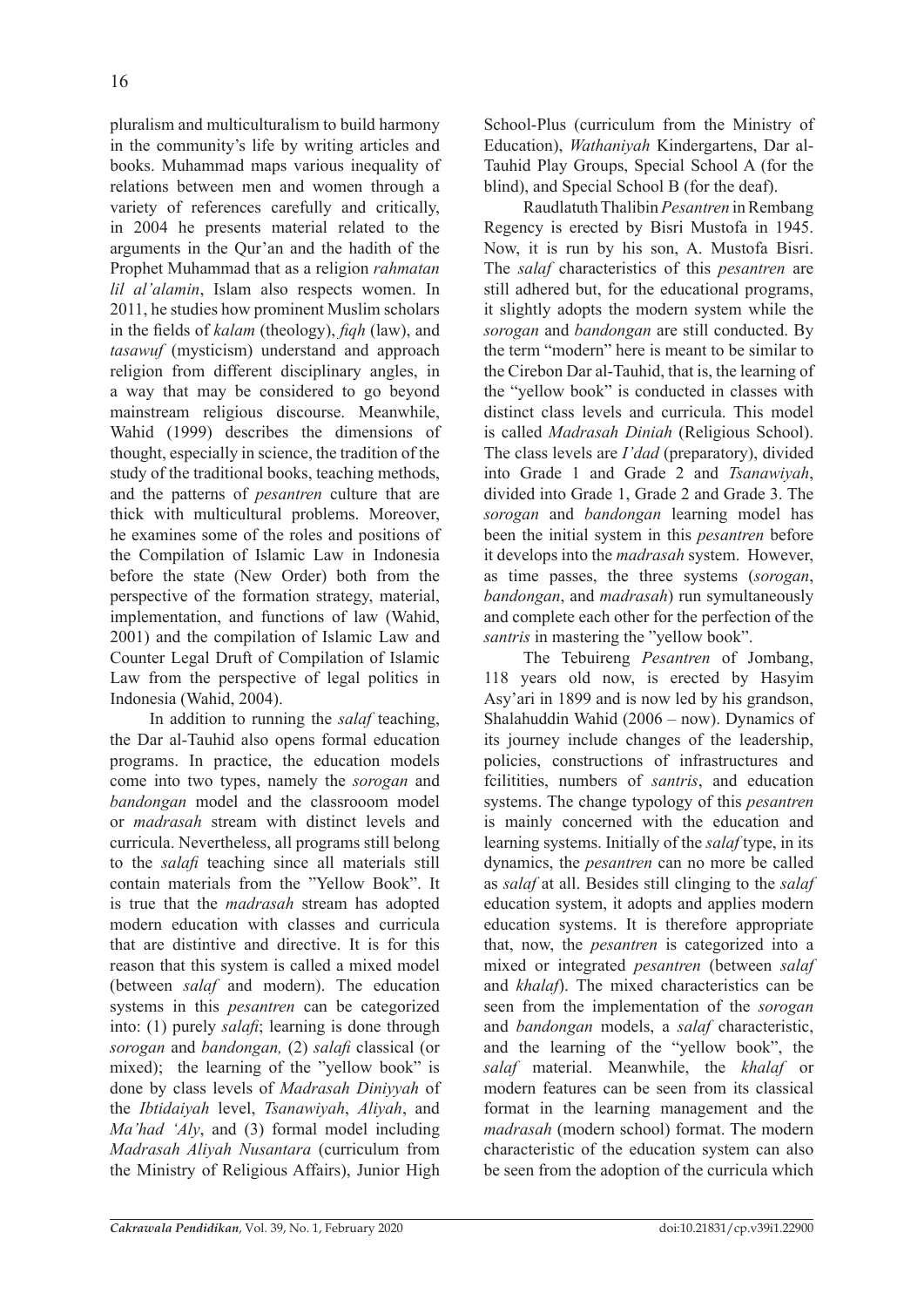pluralism and multiculturalism to build harmony in the community's life by writing articles and books. Muhammad maps various inequality of relations between men and women through a variety of references carefully and critically, in 2004 he presents material related to the arguments in the Qur'an and the hadith of the Prophet Muhammad that as a religion *rahmatan lil al'alamin*, Islam also respects women. In 2011, he studies how prominent Muslim scholars in the fields of *kalam* (theology), *fiqh* (law), and *tasawuf* (mysticism) understand and approach religion from different disciplinary angles, in a way that may be considered to go beyond mainstream religious discourse. Meanwhile, Wahid (1999) describes the dimensions of thought, especially in science, the tradition of the study of the traditional books, teaching methods, and the patterns of *pesantren* culture that are thick with multicultural problems. Moreover, he examines some of the roles and positions of the Compilation of Islamic Law in Indonesia before the state (New Order) both from the perspective of the formation strategy, material, implementation, and functions of law (Wahid, 2001) and the compilation of Islamic Law and Counter Legal Druft of Compilation of Islamic Law from the perspective of legal politics in Indonesia (Wahid, 2004).

In addition to running the *salaf* teaching, the Dar al-Tauhid also opens formal education programs. In practice, the education models come into two types, namely the *sorogan* and *bandongan* model and the classrooom model or *madrasah* stream with distinct levels and curricula. Nevertheless, all programs still belong to the *salafi* teaching since all materials still contain materials from the "Yellow Book". It is true that the *madrasah* stream has adopted modern education with classes and curricula that are distintive and directive. It is for this reason that this system is called a mixed model (between *salaf* and modern). The education systems in this *pesantren* can be categorized into: (1) purely *salafi*; learning is done through *sorogan* and *bandongan,* (2) *salafi* classical (or mixed); the learning of the "yellow book" is done by class levels of *Madrasah Diniyyah* of the *Ibtidaiyah* level, *Tsanawiyah*, *Aliyah*, and *Ma'had 'Aly*, and (3) formal model including *Madrasah Aliyah Nusantara* (curriculum from the Ministry of Religious Affairs), Junior High School-Plus (curriculum from the Ministry of Education), *Wathaniyah* Kindergartens, Dar al-Tauhid Play Groups, Special School A (for the blind), and Special School B (for the deaf).

Raudlatuth Thalibin *Pesantren* in Rembang Regency is erected by Bisri Mustofa in 1945. Now, it is run by his son, A. Mustofa Bisri. The *salaf* characteristics of this *pesantren* are still adhered but, for the educational programs, it slightly adopts the modern system while the *sorogan* and *bandongan* are still conducted. By the term "modern" here is meant to be similar to the Cirebon Dar al-Tauhid, that is, the learning of the "yellow book" is conducted in classes with distinct class levels and curricula. This model is called *Madrasah Diniah* (Religious School). The class levels are *I'dad* (preparatory), divided into Grade 1 and Grade 2 and *Tsanawiyah*, divided into Grade 1, Grade 2 and Grade 3. The *sorogan* and *bandongan* learning model has been the initial system in this *pesantren* before it develops into the *madrasah* system. However, as time passes, the three systems (*sorogan*, *bandongan*, and *madrasah*) run symultaneously and complete each other for the perfection of the *santris* in mastering the "yellow book".

The Tebuireng *Pesantren* of Jombang, 118 years old now, is erected by Hasyim Asy'ari in 1899 and is now led by his grandson, Shalahuddin Wahid (2006 – now). Dynamics of its journey include changes of the leadership, policies, constructions of infrastructures and fcilitities, numbers of *santris*, and education systems. The change typology of this *pesantren* is mainly concerned with the education and learning systems. Initially of the *salaf* type, in its dynamics, the *pesantren* can no more be called as *salaf* at all. Besides still clinging to the *salaf* education system, it adopts and applies modern education systems. It is therefore appropriate that, now, the *pesantren* is categorized into a mixed or integrated *pesantren* (between *salaf* and *khalaf*). The mixed characteristics can be seen from the implementation of the *sorogan* and *bandongan* models, a *salaf* characteristic, and the learning of the "yellow book", the *salaf* material. Meanwhile, the *khalaf* or modern features can be seen from its classical format in the learning management and the *madrasah* (modern school) format. The modern characteristic of the education system can also be seen from the adoption of the curricula which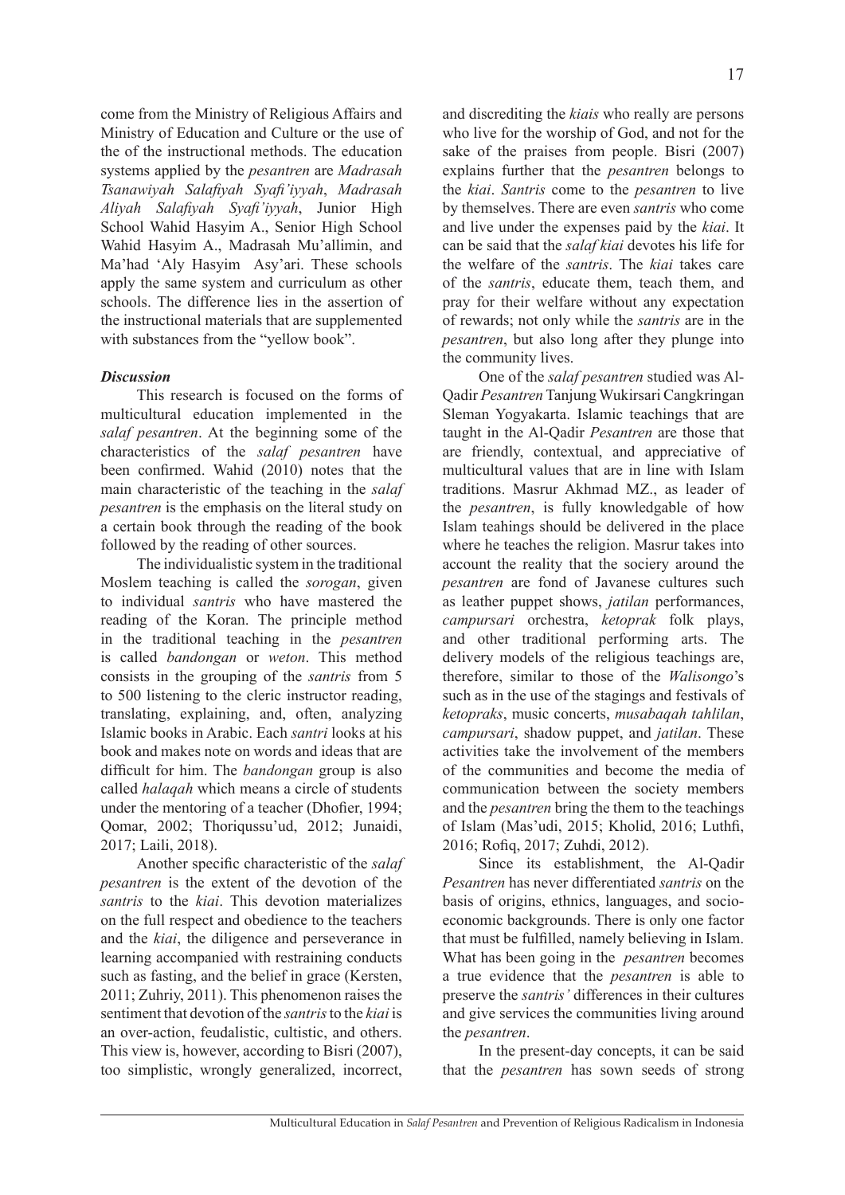come from the Ministry of Religious Affairs and Ministry of Education and Culture or the use of the of the instructional methods. The education systems applied by the *pesantren* are *Madrasah Tsanawiyah Salafiyah Syafi'iyyah*, *Madrasah Aliyah Salafiyah Syafi'iyyah*, Junior High School Wahid Hasyim A., Senior High School Wahid Hasyim A., Madrasah Mu'allimin, and Ma'had 'Aly Hasyim Asy'ari. These schools apply the same system and curriculum as other schools. The difference lies in the assertion of the instructional materials that are supplemented with substances from the "yellow book".

### *Discussion*

This research is focused on the forms of multicultural education implemented in the *salaf pesantren*. At the beginning some of the characteristics of the *salaf pesantren* have been confirmed. Wahid (2010) notes that the main characteristic of the teaching in the *salaf pesantren* is the emphasis on the literal study on a certain book through the reading of the book followed by the reading of other sources.

The individualistic system in the traditional Moslem teaching is called the *sorogan*, given to individual *santris* who have mastered the reading of the Koran. The principle method in the traditional teaching in the *pesantren* is called *bandongan* or *weton*. This method consists in the grouping of the *santris* from 5 to 500 listening to the cleric instructor reading, translating, explaining, and, often, analyzing Islamic books in Arabic. Each *santri* looks at his book and makes note on words and ideas that are difficult for him. The *bandongan* group is also called *halaqah* which means a circle of students under the mentoring of a teacher (Dhofier, 1994; Qomar, 2002; Thoriqussu'ud, 2012; Junaidi, 2017; Laili, 2018).

Another specific characteristic of the *salaf pesantren* is the extent of the devotion of the *santris* to the *kiai*. This devotion materializes on the full respect and obedience to the teachers and the *kiai*, the diligence and perseverance in learning accompanied with restraining conducts such as fasting, and the belief in grace (Kersten, 2011; Zuhriy, 2011). This phenomenon raises the sentiment that devotion of the *santris* to the *kiai* is an over-action, feudalistic, cultistic, and others. This view is, however, according to Bisri (2007), too simplistic, wrongly generalized, incorrect, and discrediting the *kiais* who really are persons who live for the worship of God, and not for the sake of the praises from people. Bisri (2007) explains further that the *pesantren* belongs to the *kiai*. *Santris* come to the *pesantren* to live by themselves. There are even *santris* who come and live under the expenses paid by the *kiai*. It can be said that the *salaf kiai* devotes his life for the welfare of the *santris*. The *kiai* takes care of the *santris*, educate them, teach them, and pray for their welfare without any expectation of rewards; not only while the *santris* are in the *pesantren*, but also long after they plunge into the community lives.

One of the *salaf pesantren* studied was Al-Qadir *Pesantren* Tanjung Wukirsari Cangkringan Sleman Yogyakarta. Islamic teachings that are taught in the Al-Qadir *Pesantren* are those that are friendly, contextual, and appreciative of multicultural values that are in line with Islam traditions. Masrur Akhmad MZ., as leader of the *pesantren*, is fully knowledgable of how Islam teahings should be delivered in the place where he teaches the religion. Masrur takes into account the reality that the sociery around the *pesantren* are fond of Javanese cultures such as leather puppet shows, *jatilan* performances, *campursari* orchestra, *ketoprak* folk plays, and other traditional performing arts. The delivery models of the religious teachings are, therefore, similar to those of the *Walisongo*'s such as in the use of the stagings and festivals of *ketopraks*, music concerts, *musabaqah tahlilan*, *campursari*, shadow puppet, and *jatilan*. These activities take the involvement of the members of the communities and become the media of communication between the society members and the *pesantren* bring the them to the teachings of Islam (Mas'udi, 2015; Kholid, 2016; Luthfi, 2016; Rofiq, 2017; Zuhdi, 2012).

Since its establishment, the Al-Qadir *Pesantren* has never differentiated *santris* on the basis of origins, ethnics, languages, and socio-economic backgrounds. There is only one factor that must be fulfilled, namely believing in Islam. What has been going in the *pesantren* becomes a true evidence that the *pesantren* is able to preserve the *santris'* differences in their cultures and give services the communities living around the *pesantren*.

In the present-day concepts, it can be said that the *pesantren* has sown seeds of strong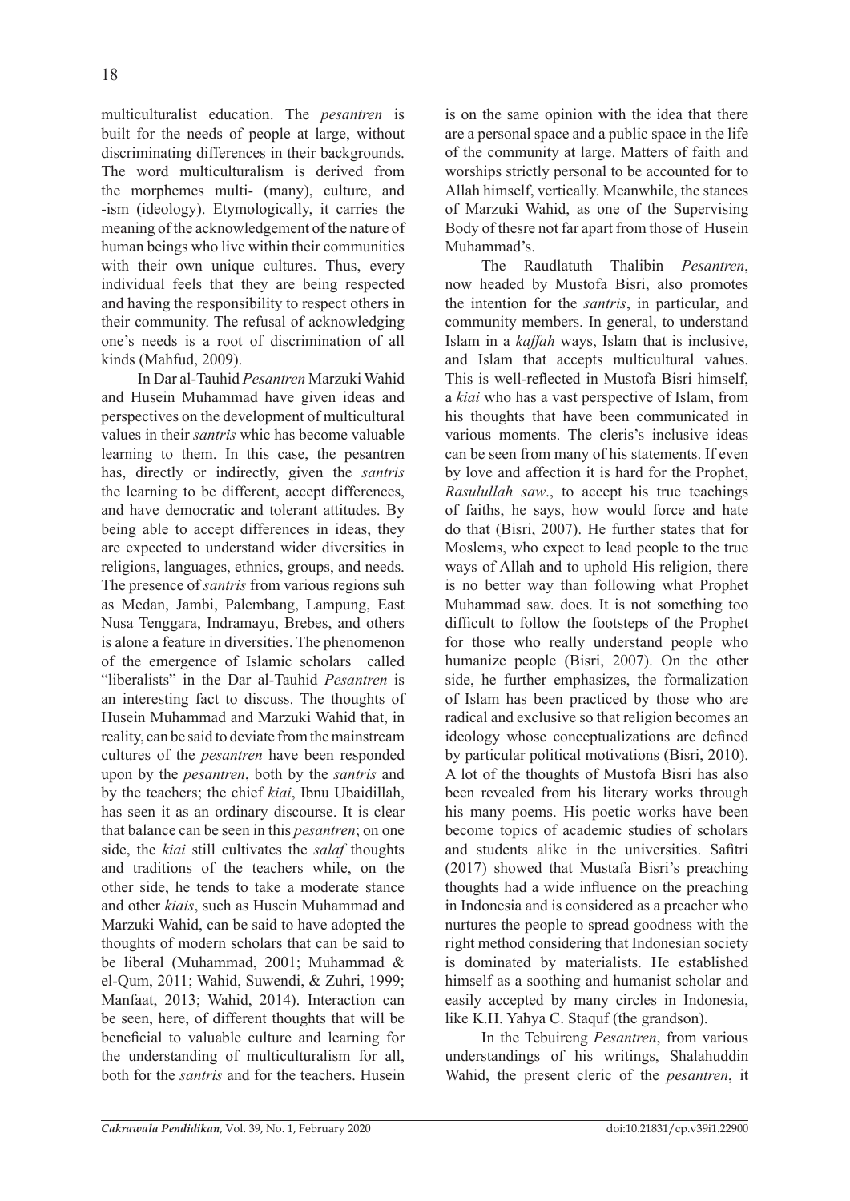multiculturalist education. The *pesantren* is built for the needs of people at large, without discriminating differences in their backgrounds. The word multiculturalism is derived from the morphemes multi- (many), culture, and -ism (ideology). Etymologically, it carries the meaning of the acknowledgement of the nature of human beings who live within their communities with their own unique cultures. Thus, every individual feels that they are being respected and having the responsibility to respect others in their community. The refusal of acknowledging one's needs is a root of discrimination of all kinds (Mahfud, 2009).

In Dar al-Tauhid *Pesantren* Marzuki Wahid and Husein Muhammad have given ideas and perspectives on the development of multicultural values in their *santris* whic has become valuable learning to them. In this case, the pesantren has, directly or indirectly, given the *santris* the learning to be different, accept differences, and have democratic and tolerant attitudes. By being able to accept differences in ideas, they are expected to understand wider diversities in religions, languages, ethnics, groups, and needs. The presence of *santris* from various regions suh as Medan, Jambi, Palembang, Lampung, East Nusa Tenggara, Indramayu, Brebes, and others is alone a feature in diversities. The phenomenon of the emergence of Islamic scholars called "liberalists" in the Dar al-Tauhid *Pesantren* is an interesting fact to discuss. The thoughts of Husein Muhammad and Marzuki Wahid that, in reality, can be said to deviate from the mainstream cultures of the *pesantren* have been responded upon by the *pesantren*, both by the *santris* and by the teachers; the chief *kiai*, Ibnu Ubaidillah, has seen it as an ordinary discourse. It is clear that balance can be seen in this *pesantren*; on one side, the *kiai* still cultivates the *salaf* thoughts and traditions of the teachers while, on the other side, he tends to take a moderate stance and other *kiais*, such as Husein Muhammad and Marzuki Wahid, can be said to have adopted the thoughts of modern scholars that can be said to be liberal (Muhammad, 2001; Muhammad & el-Qum, 2011; Wahid, Suwendi, & Zuhri, 1999; Manfaat, 2013; Wahid, 2014). Interaction can be seen, here, of different thoughts that will be beneficial to valuable culture and learning for the understanding of multiculturalism for all, both for the *santris* and for the teachers. Husein is on the same opinion with the idea that there are a personal space and a public space in the life of the community at large. Matters of faith and worships strictly personal to be accounted for to Allah himself, vertically. Meanwhile, the stances of Marzuki Wahid, as one of the Supervising Body of thesre not far apart from those of Husein Muhammad's.

The Raudlatuth Thalibin *Pesantren*, now headed by Mustofa Bisri, also promotes the intention for the *santris*, in particular, and community members. In general, to understand Islam in a *kaffah* ways, Islam that is inclusive, and Islam that accepts multicultural values. This is well-reflected in Mustofa Bisri himself, a *kiai* who has a vast perspective of Islam, from his thoughts that have been communicated in various moments. The cleris's inclusive ideas can be seen from many of his statements. If even by love and affection it is hard for the Prophet, *Rasulullah saw*., to accept his true teachings of faiths, he says, how would force and hate do that (Bisri, 2007). He further states that for Moslems, who expect to lead people to the true ways of Allah and to uphold His religion, there is no better way than following what Prophet Muhammad saw. does. It is not something too difficult to follow the footsteps of the Prophet for those who really understand people who humanize people (Bisri, 2007). On the other side, he further emphasizes, the formalization of Islam has been practiced by those who are radical and exclusive so that religion becomes an ideology whose conceptualizations are defined by particular political motivations (Bisri, 2010). A lot of the thoughts of Mustofa Bisri has also been revealed from his literary works through his many poems. His poetic works have been become topics of academic studies of scholars and students alike in the universities. Safitri (2017) showed that Mustafa Bisri's preaching thoughts had a wide influence on the preaching in Indonesia and is considered as a preacher who nurtures the people to spread goodness with the right method considering that Indonesian society is dominated by materialists. He established himself as a soothing and humanist scholar and easily accepted by many circles in Indonesia, like K.H. Yahya C. Staquf (the grandson).

In the Tebuireng *Pesantren*, from various understandings of his writings, Shalahuddin Wahid, the present cleric of the *pesantren*, it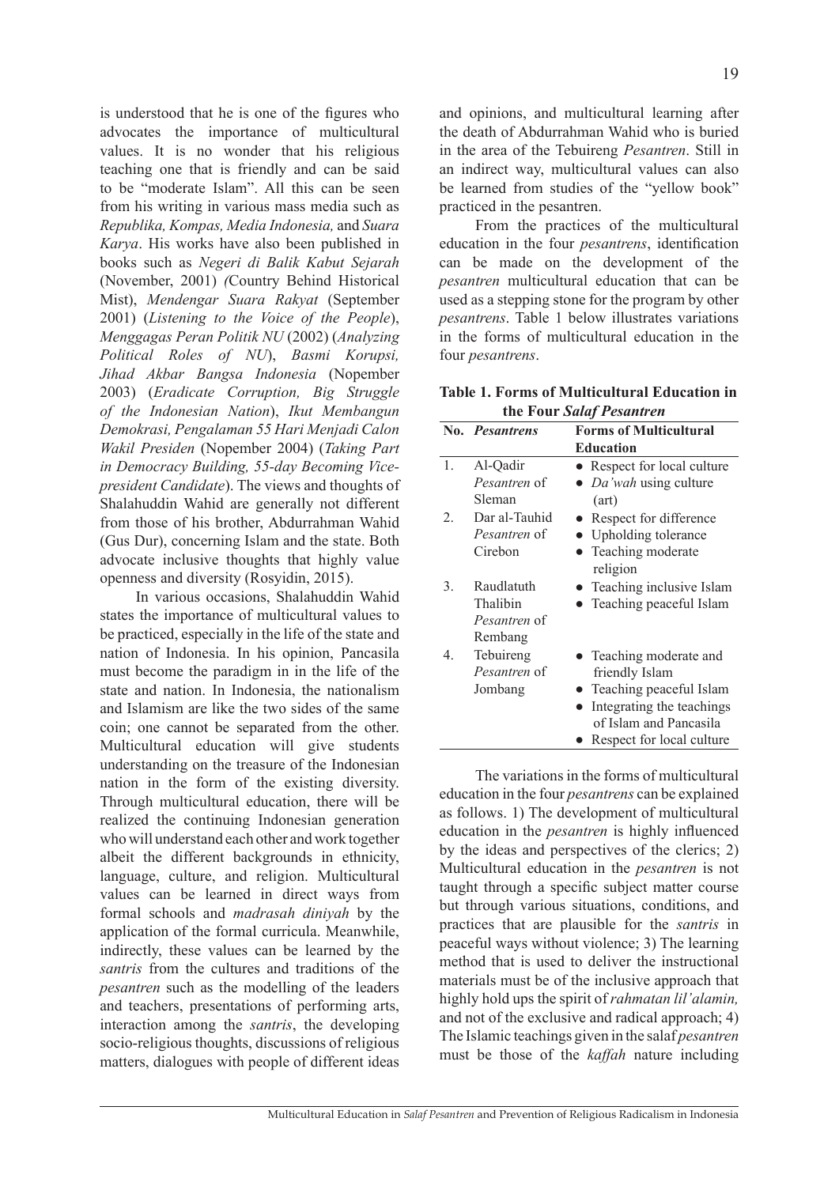is understood that he is one of the figures who advocates the importance of multicultural values. It is no wonder that his religious teaching one that is friendly and can be said to be "moderate Islam". All this can be seen from his writing in various mass media such as *Republika, Kompas, Media Indonesia,* and *Suara Karya*. His works have also been published in books such as *Negeri di Balik Kabut Sejarah* (November, 2001) *(*Country Behind Historical Mist), *Mendengar Suara Rakyat* (September 2001) (*Listening to the Voice of the People*), *Menggagas Peran Politik NU* (2002) (*Analyzing Political Roles of NU*), *Basmi Korupsi, Jihad Akbar Bangsa Indonesia* (Nopember 2003) (*Eradicate Corruption, Big Struggle of the Indonesian Nation*), *Ikut Membangun Demokrasi, Pengalaman 55 Hari Menjadi Calon Wakil Presiden* (Nopember 2004) (*Taking Part in Democracy Building, 55-day Becoming Vice-president Candidate*). The views and thoughts of Shalahuddin Wahid are generally not different from those of his brother, Abdurrahman Wahid (Gus Dur), concerning Islam and the state. Both advocate inclusive thoughts that highly value openness and diversity (Rosyidin, 2015).

In various occasions, Shalahuddin Wahid states the importance of multicultural values to be practiced, especially in the life of the state and nation of Indonesia. In his opinion, Pancasila must become the paradigm in in the life of the state and nation. In Indonesia, the nationalism and Islamism are like the two sides of the same coin; one cannot be separated from the other. Multicultural education will give students understanding on the treasure of the Indonesian nation in the form of the existing diversity. Through multicultural education, there will be realized the continuing Indonesian generation who will understand each other and work together albeit the different backgrounds in ethnicity, language, culture, and religion. Multicultural values can be learned in direct ways from formal schools and *madrasah diniyah* by the application of the formal curricula. Meanwhile, indirectly, these values can be learned by the *santris* from the cultures and traditions of the *pesantren* such as the modelling of the leaders and teachers, presentations of performing arts, interaction among the *santris*, the developing socio-religious thoughts, discussions of religious matters, dialogues with people of different ideas and opinions, and multicultural learning after the death of Abdurrahman Wahid who is buried in the area of the Tebuireng *Pesantren*. Still in an indirect way, multicultural values can also be learned from studies of the "yellow book" practiced in the pesantren.

From the practices of the multicultural education in the four *pesantrens*, identification can be made on the development of the *pesantren* multicultural education that can be used as a stepping stone for the program by other *pesantrens*. Table 1 below illustrates variations in the forms of multicultural education in the four *pesantrens*.

**Table 1. Forms of Multicultural Education in the Four *Salaf Pesantren***

| No. | *Pesantrens* | Forms of Multicultural Education |
|---|---|---|
| 1. | Al-Qadir *Pesantren* of Sleman | • Respect for local culture<br>• *Da'wah* using culture (art) |
| 2. | Dar al-Tauhid *Pesantren* of Cirebon | • Respect for difference<br>• Upholding tolerance<br>• Teaching moderate religion |
| 3. | Raudlatuth Thalibin *Pesantren* of Rembang | • Teaching inclusive Islam<br>• Teaching peaceful Islam |
| 4. | Tebuireng *Pesantren* of Jombang | • Teaching moderate and friendly Islam<br>• Teaching peaceful Islam<br>• Integrating the teachings of Islam and Pancasila<br>• Respect for local culture |

The variations in the forms of multicultural education in the four *pesantrens* can be explained as follows. 1) The development of multicultural education in the *pesantren* is highly influenced by the ideas and perspectives of the clerics; 2) Multicultural education in the *pesantren* is not taught through a specific subject matter course but through various situations, conditions, and practices that are plausible for the *santris* in peaceful ways without violence; 3) The learning method that is used to deliver the instructional materials must be of the inclusive approach that highly hold ups the spirit of *rahmatan lil'alamin,* and not of the exclusive and radical approach; 4) The Islamic teachings given in the salaf *pesantren* must be those of the *kaffah* nature including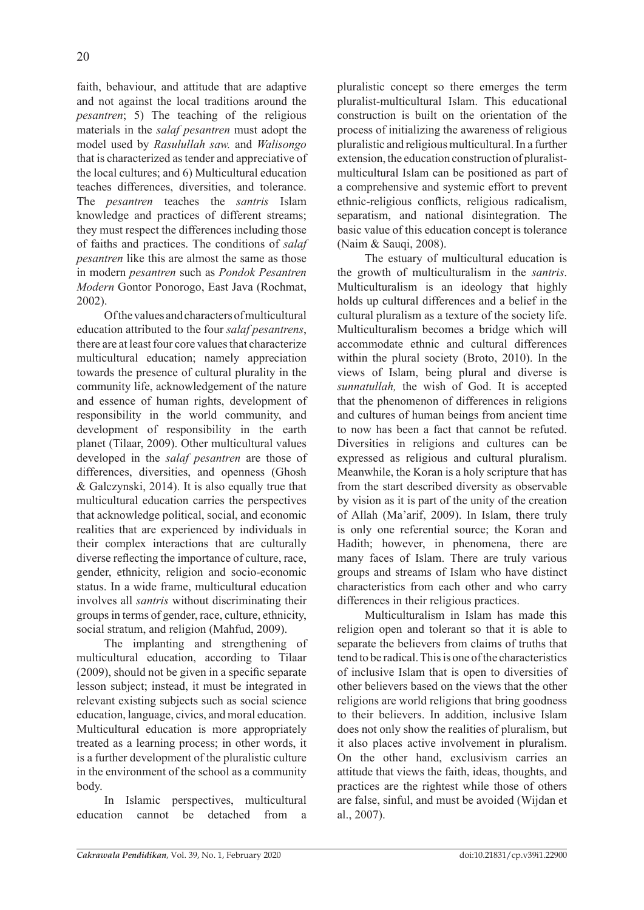faith, behaviour, and attitude that are adaptive and not against the local traditions around the *pesantren*; 5) The teaching of the religious materials in the *salaf pesantren* must adopt the model used by *Rasulullah saw.* and *Walisongo* that is characterized as tender and appreciative of the local cultures; and 6) Multicultural education teaches differences, diversities, and tolerance. The *pesantren* teaches the *santris* Islam knowledge and practices of different streams; they must respect the differences including those of faiths and practices. The conditions of *salaf pesantren* like this are almost the same as those in modern *pesantren* such as *Pondok Pesantren Modern* Gontor Ponorogo, East Java (Rochmat, 2002).

Of the values and characters of multicultural education attributed to the four *salaf pesantrens*, there are at least four core values that characterize multicultural education; namely appreciation towards the presence of cultural plurality in the community life, acknowledgement of the nature and essence of human rights, development of responsibility in the world community, and development of responsibility in the earth planet (Tilaar, 2009). Other multicultural values developed in the *salaf pesantren* are those of differences, diversities, and openness (Ghosh & Galczynski, 2014). It is also equally true that multicultural education carries the perspectives that acknowledge political, social, and economic realities that are experienced by individuals in their complex interactions that are culturally diverse reflecting the importance of culture, race, gender, ethnicity, religion and socio-economic status. In a wide frame, multicultural education involves all *santris* without discriminating their groups in terms of gender, race, culture, ethnicity, social stratum, and religion (Mahfud, 2009).

The implanting and strengthening of multicultural education, according to Tilaar (2009), should not be given in a specific separate lesson subject; instead, it must be integrated in relevant existing subjects such as social science education, language, civics, and moral education. Multicultural education is more appropriately treated as a learning process; in other words, it is a further development of the pluralistic culture in the environment of the school as a community body.

In Islamic perspectives, multicultural education cannot be detached from a pluralistic concept so there emerges the term pluralist-multicultural Islam. This educational construction is built on the orientation of the process of initializing the awareness of religious pluralistic and religious multicultural. In a further extension, the education construction of pluralist-multicultural Islam can be positioned as part of a comprehensive and systemic effort to prevent ethnic-religious conflicts, religious radicalism, separatism, and national disintegration. The basic value of this education concept is tolerance (Naim & Sauqi, 2008).

The estuary of multicultural education is the growth of multiculturalism in the *santris*. Multiculturalism is an ideology that highly holds up cultural differences and a belief in the cultural pluralism as a texture of the society life. Multiculturalism becomes a bridge which will accommodate ethnic and cultural differences within the plural society (Broto, 2010). In the views of Islam, being plural and diverse is *sunnatullah,* the wish of God. It is accepted that the phenomenon of differences in religions and cultures of human beings from ancient time to now has been a fact that cannot be refuted. Diversities in religions and cultures can be expressed as religious and cultural pluralism. Meanwhile, the Koran is a holy scripture that has from the start described diversity as observable by vision as it is part of the unity of the creation of Allah (Ma'arif, 2009). In Islam, there truly is only one referential source; the Koran and Hadith; however, in phenomena, there are many faces of Islam. There are truly various groups and streams of Islam who have distinct characteristics from each other and who carry differences in their religious practices.

Multiculturalism in Islam has made this religion open and tolerant so that it is able to separate the believers from claims of truths that tend to be radical. This is one of the characteristics of inclusive Islam that is open to diversities of other believers based on the views that the other religions are world religions that bring goodness to their believers. In addition, inclusive Islam does not only show the realities of pluralism, but it also places active involvement in pluralism. On the other hand, exclusivism carries an attitude that views the faith, ideas, thoughts, and practices are the rightest while those of others are false, sinful, and must be avoided (Wijdan et al., 2007).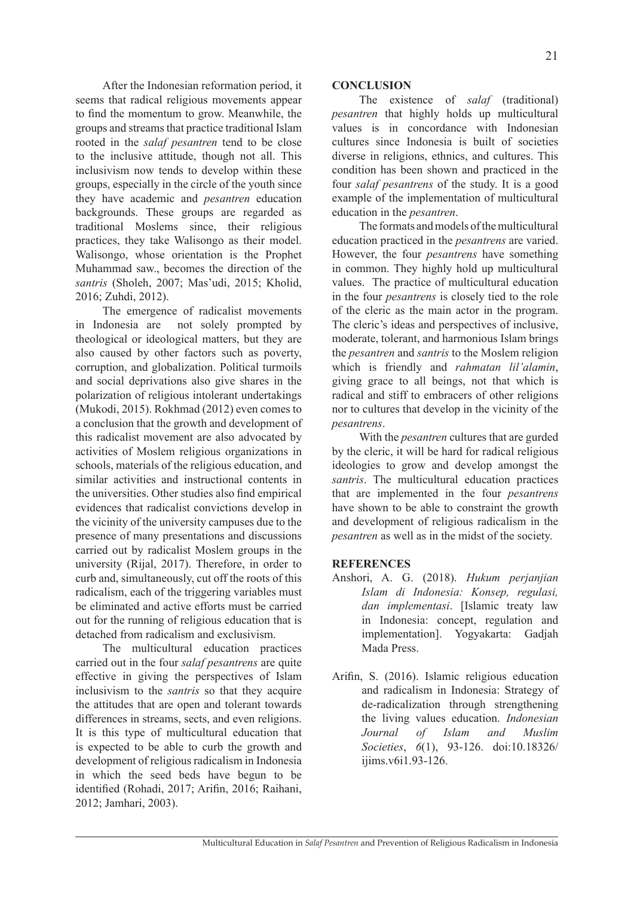After the Indonesian reformation period, it seems that radical religious movements appear to find the momentum to grow. Meanwhile, the groups and streams that practice traditional Islam rooted in the *salaf pesantren* tend to be close to the inclusive attitude, though not all. This inclusivism now tends to develop within these groups, especially in the circle of the youth since they have academic and *pesantren* education backgrounds. These groups are regarded as traditional Moslems since, their religious practices, they take Walisongo as their model. Walisongo, whose orientation is the Prophet Muhammad saw., becomes the direction of the *santris* (Sholeh, 2007; Mas'udi, 2015; Kholid, 2016; Zuhdi, 2012).

The emergence of radicalist movements in Indonesia are not solely prompted by theological or ideological matters, but they are also caused by other factors such as poverty, corruption, and globalization. Political turmoils and social deprivations also give shares in the polarization of religious intolerant undertakings (Mukodi, 2015). Rokhmad (2012) even comes to a conclusion that the growth and development of this radicalist movement are also advocated by activities of Moslem religious organizations in schools, materials of the religious education, and similar activities and instructional contents in the universities. Other studies also find empirical evidences that radicalist convictions develop in the vicinity of the university campuses due to the presence of many presentations and discussions carried out by radicalist Moslem groups in the university (Rijal, 2017). Therefore, in order to curb and, simultaneously, cut off the roots of this radicalism, each of the triggering variables must be eliminated and active efforts must be carried out for the running of religious education that is detached from radicalism and exclusivism.

The multicultural education practices carried out in the four *salaf pesantrens* are quite effective in giving the perspectives of Islam inclusivism to the *santris* so that they acquire the attitudes that are open and tolerant towards differences in streams, sects, and even religions. It is this type of multicultural education that is expected to be able to curb the growth and development of religious radicalism in Indonesia in which the seed beds have begun to be identified (Rohadi, 2017; Arifin, 2016; Raihani, 2012; Jamhari, 2003).

## CONCLUSION

The existence of *salaf* (traditional) *pesantren* that highly holds up multicultural values is in concordance with Indonesian cultures since Indonesia is built of societies diverse in religions, ethnics, and cultures. This condition has been shown and practiced in the four *salaf pesantrens* of the study. It is a good example of the implementation of multicultural education in the *pesantren*.

The formats and models of the multicultural education practiced in the *pesantrens* are varied. However, the four *pesantrens* have something in common. They highly hold up multicultural values. The practice of multicultural education in the four *pesantrens* is closely tied to the role of the cleric as the main actor in the program. The cleric's ideas and perspectives of inclusive, moderate, tolerant, and harmonious Islam brings the *pesantren* and *santris* to the Moslem religion which is friendly and *rahmatan lil'alamin*, giving grace to all beings, not that which is radical and stiff to embracers of other religions nor to cultures that develop in the vicinity of the *pesantrens*.

With the *pesantren* cultures that are gurded by the cleric, it will be hard for radical religious ideologies to grow and develop amongst the *santris*. The multicultural education practices that are implemented in the four *pesantrens* have shown to be able to constraint the growth and development of religious radicalism in the *pesantren* as well as in the midst of the society.

## REFERENCES

Anshori, A. G. (2018). *Hukum perjanjian Islam di Indonesia: Konsep, regulasi, dan implementasi*. [Islamic treaty law in Indonesia: concept, regulation and implementation]. Yogyakarta: Gadjah Mada Press.

Arifin, S. (2016). Islamic religious education and radicalism in Indonesia: Strategy of de-radicalization through strengthening the living values education. *Indonesian Journal of Islam and Muslim Societies*, *6*(1), 93-126. doi:10.18326/ijims.v6i1.93-126.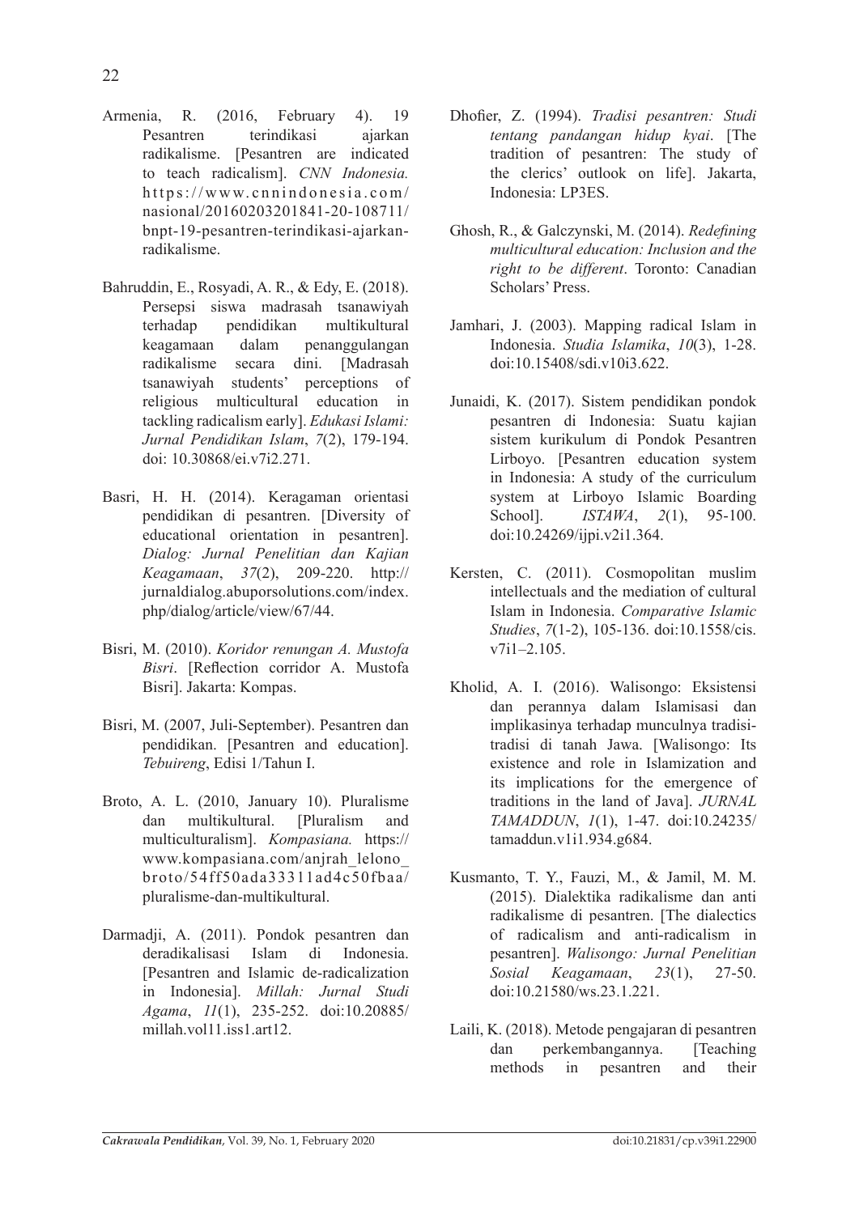Armenia, R. (2016, February 4). 19 Pesantren terindikasi ajarkan radikalisme. [Pesantren are indicated to teach radicalism]. *CNN Indonesia.* https://www.cnnindonesia.com/nasional/20160203201841-20-108711/bnpt-19-pesantren-terindikasi-ajarkan-radikalisme.

Bahruddin, E., Rosyadi, A. R., & Edy, E. (2018). Persepsi siswa madrasah tsanawiyah terhadap pendidikan multikultural keagamaan dalam penanggulangan radikalisme secara dini. [Madrasah tsanawiyah students' perceptions of religious multicultural education in tackling radicalism early]. *Edukasi Islami: Jurnal Pendidikan Islam*, *7*(2), 179-194. doi: 10.30868/ei.v7i2.271.

Basri, H. H. (2014). Keragaman orientasi pendidikan di pesantren. [Diversity of educational orientation in pesantren]. *Dialog: Jurnal Penelitian dan Kajian Keagamaan*, *37*(2), 209-220. http://jurnaldialog.abuporsolutions.com/index.php/dialog/article/view/67/44.

Bisri, M. (2010). *Koridor renungan A. Mustofa Bisri*. [Reflection corridor A. Mustofa Bisri]. Jakarta: Kompas.

Bisri, M. (2007, Juli-September). Pesantren dan pendidikan. [Pesantren and education]. *Tebuireng*, Edisi 1/Tahun I.

Broto, A. L. (2010, January 10). Pluralisme dan multikultural. [Pluralism and multiculturalism]. *Kompasiana.* https://www.kompasiana.com/anjrah_lelono_broto/54ff50ada33311ad4c50fbaa/pluralisme-dan-multikultural.

Darmadji, A. (2011). Pondok pesantren dan deradikalisasi Islam di Indonesia. [Pesantren and Islamic de-radicalization in Indonesia]. *Millah: Jurnal Studi Agama*, *11*(1), 235-252. doi:10.20885/millah.vol11.iss1.art12.

Dhofier, Z. (1994). *Tradisi pesantren: Studi tentang pandangan hidup kyai*. [The tradition of pesantren: The study of the clerics' outlook on life]. Jakarta, Indonesia: LP3ES.

Ghosh, R., & Galczynski, M. (2014). *Redefining multicultural education: Inclusion and the right to be different*. Toronto: Canadian Scholars' Press.

Jamhari, J. (2003). Mapping radical Islam in Indonesia. *Studia Islamika*, *10*(3), 1-28. doi:10.15408/sdi.v10i3.622.

Junaidi, K. (2017). Sistem pendidikan pondok pesantren di Indonesia: Suatu kajian sistem kurikulum di Pondok Pesantren Lirboyo. [Pesantren education system in Indonesia: A study of the curriculum system at Lirboyo Islamic Boarding School]. *ISTAWA*, *2*(1), 95-100. doi:10.24269/ijpi.v2i1.364.

Kersten, C. (2011). Cosmopolitan muslim intellectuals and the mediation of cultural Islam in Indonesia. *Comparative Islamic Studies*, *7*(1-2), 105-136. doi:10.1558/cis.v7i1–2.105.

Kholid, A. I. (2016). Walisongo: Eksistensi dan perannya dalam Islamisasi dan implikasinya terhadap munculnya tradisi-tradisi di tanah Jawa. [Walisongo: Its existence and role in Islamization and its implications for the emergence of traditions in the land of Java]. *JURNAL TAMADDUN*, *1*(1), 1-47. doi:10.24235/tamaddun.v1i1.934.g684.

Kusmanto, T. Y., Fauzi, M., & Jamil, M. M. (2015). Dialektika radikalisme dan anti radikalisme di pesantren. [The dialectics of radicalism and anti-radicalism in pesantren]. *Walisongo: Jurnal Penelitian Sosial Keagamaan*, *23*(1), 27-50. doi:10.21580/ws.23.1.221.

Laili, K. (2018). Metode pengajaran di pesantren dan perkembangannya. [Teaching methods in pesantren and their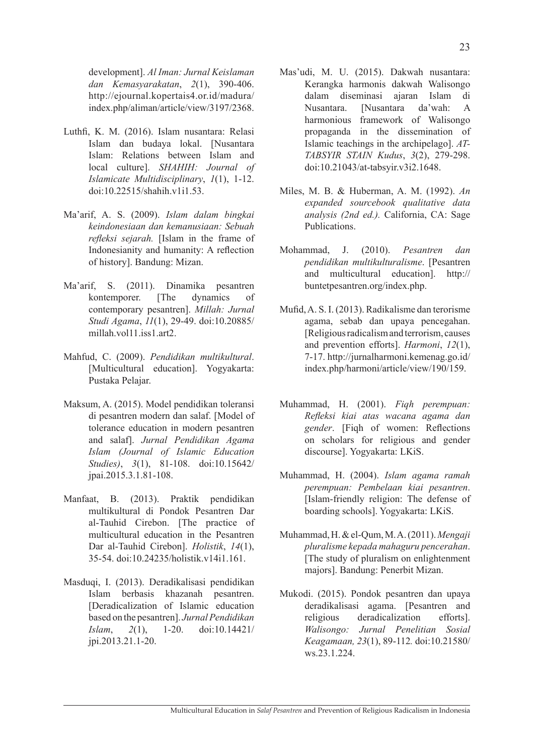development]. *Al Iman: Jurnal Keislaman dan Kemasyarakatan*, *2*(1), 390-406. http://ejournal.kopertais4.or.id/madura/index.php/aliman/article/view/3197/2368.

Luthfi, K. M. (2016). Islam nusantara: Relasi Islam dan budaya lokal. [Nusantara Islam: Relations between Islam and local culture]. *SHAHIH: Journal of Islamicate Multidisciplinary*, *1*(1), 1-12. doi:10.22515/shahih.v1i1.53.

Ma'arif, A. S. (2009). *Islam dalam bingkai keindonesiaan dan kemanusiaan: Sebuah refleksi sejarah.* [Islam in the frame of Indonesianity and humanity: A reflection of history]. Bandung: Mizan.

Ma'arif, S. (2011). Dinamika pesantren kontemporer. [The dynamics of contemporary pesantren]. *Millah: Jurnal Studi Agama*, *11*(1), 29-49. doi:10.20885/millah.vol11.iss1.art2.

Mahfud, C. (2009). *Pendidikan multikultural*. [Multicultural education]. Yogyakarta: Pustaka Pelajar.

Maksum, A. (2015). Model pendidikan toleransi di pesantren modern dan salaf. [Model of tolerance education in modern pesantren and salaf]. *Jurnal Pendidikan Agama Islam (Journal of Islamic Education Studies)*, *3*(1), 81-108. doi:10.15642/jpai.2015.3.1.81-108.

Manfaat, B. (2013). Praktik pendidikan multikultural di Pondok Pesantren Dar al-Tauhid Cirebon. [The practice of multicultural education in the Pesantren Dar al-Tauhid Cirebon]. *Holistik*, *14*(1), 35-54. doi:10.24235/holistik.v14i1.161.

Masduqi, I. (2013). Deradikalisasi pendidikan Islam berbasis khazanah pesantren. [Deradicalization of Islamic education based on the pesantren]. *Jurnal Pendidikan Islam*, *2*(1), 1-20. doi:10.14421/jpi.2013.21.1-20.

Mas'udi, M. U. (2015). Dakwah nusantara: Kerangka harmonis dakwah Walisongo dalam diseminasi ajaran Islam di Nusantara. [Nusantara da'wah: A harmonious framework of Walisongo propaganda in the dissemination of Islamic teachings in the archipelago]. *AT-TABSYIR STAIN Kudus*, *3*(2), 279-298. doi:10.21043/at-tabsyir.v3i2.1648.

Miles, M. B. & Huberman, A. M. (1992). *An expanded sourcebook qualitative data analysis (2nd ed.).* California, CA: Sage Publications.

Mohammad, J. (2010). *Pesantren dan pendidikan multikulturalisme*. [Pesantren and multicultural education]. http://buntetpesantren.org/index.php.

Mufid, A. S. I. (2013). Radikalisme dan terorisme agama, sebab dan upaya pencegahan. [Religious radicalism and terrorism, causes and prevention efforts]. *Harmoni*, *12*(1), 7-17. http://jurnalharmoni.kemenag.go.id/index.php/harmoni/article/view/190/159.

Muhammad, H. (2001). *Fiqh perempuan: Refleksi kiai atas wacana agama dan gender*. [Fiqh of women: Reflections on scholars for religious and gender discourse]. Yogyakarta: LKiS.

Muhammad, H. (2004). *Islam agama ramah perempuan: Pembelaan kiai pesantren*. [Islam-friendly religion: The defense of boarding schools]. Yogyakarta: LKiS.

Muhammad, H. & el-Qum, M. A. (2011). *Mengaji pluralisme kepada mahaguru pencerahan*. [The study of pluralism on enlightenment majors]. Bandung: Penerbit Mizan.

Mukodi. (2015). Pondok pesantren dan upaya deradikalisasi agama. [Pesantren and religious deradicalization efforts]. *Walisongo: Jurnal Penelitian Sosial Keagamaan, 23*(1), 89-112*.* doi:10.21580/ws.23.1.224.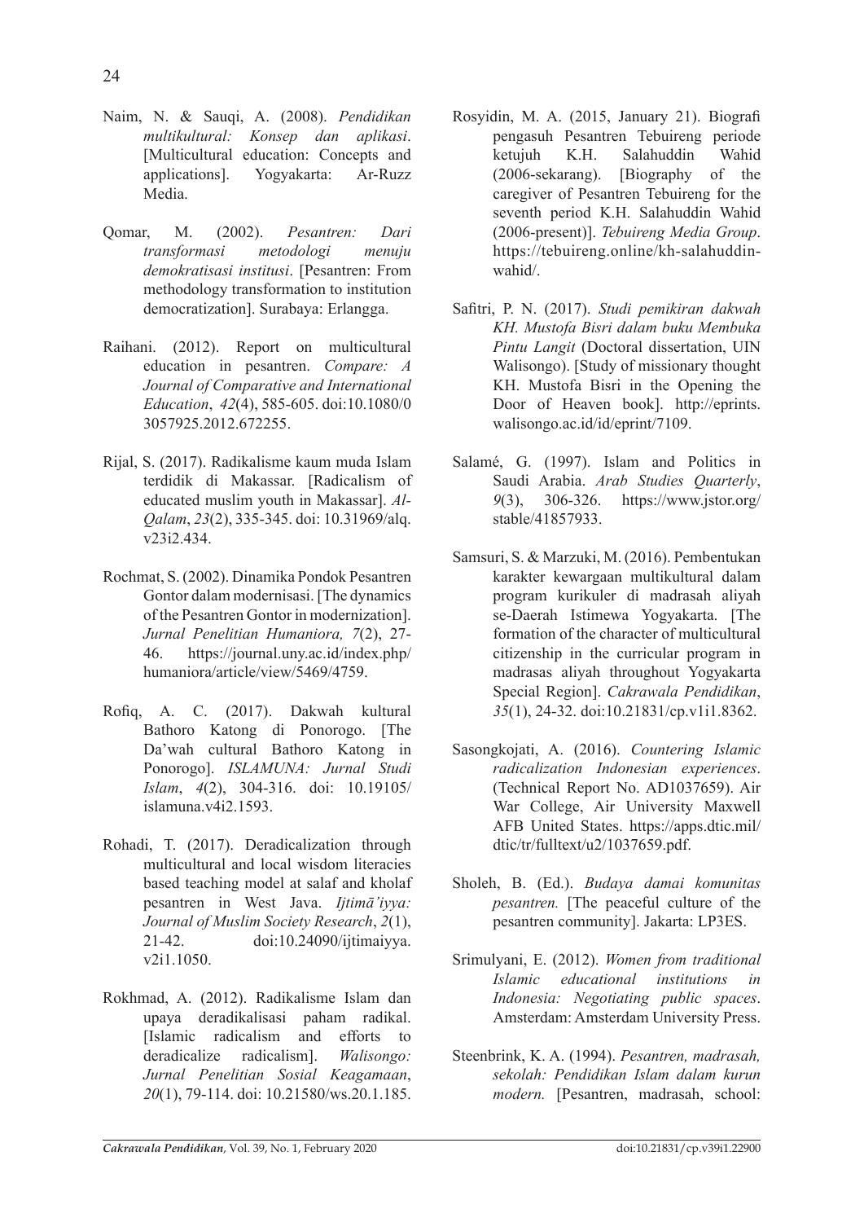Naim, N. & Sauqi, A. (2008). *Pendidikan multikultural: Konsep dan aplikasi*. [Multicultural education: Concepts and applications]. Yogyakarta: Ar-Ruzz Media.

Qomar, M. (2002). *Pesantren: Dari transformasi metodologi menuju demokratisasi institusi*. [Pesantren: From methodology transformation to institution democratization]. Surabaya: Erlangga.

Raihani. (2012). Report on multicultural education in pesantren. *Compare: A Journal of Comparative and International Education*, *42*(4), 585-605. doi:10.1080/03057925.2012.672255.

Rijal, S. (2017). Radikalisme kaum muda Islam terdidik di Makassar. [Radicalism of educated muslim youth in Makassar]. *Al-Qalam*, *23*(2), 335-345. doi: 10.31969/alq.v23i2.434.

Rochmat, S. (2002). Dinamika Pondok Pesantren Gontor dalam modernisasi. [The dynamics of the Pesantren Gontor in modernization]. *Jurnal Penelitian Humaniora, 7*(2), 27-46. https://journal.uny.ac.id/index.php/humaniora/article/view/5469/4759.

Rofiq, A. C. (2017). Dakwah kultural Bathoro Katong di Ponorogo. [The Da'wah cultural Bathoro Katong in Ponorogo]. *ISLAMUNA: Jurnal Studi Islam*, *4*(2), 304-316. doi: 10.19105/islamuna.v4i2.1593.

Rohadi, T. (2017). Deradicalization through multicultural and local wisdom literacies based teaching model at salaf and kholaf pesantren in West Java. *Ijtimā'iyya: Journal of Muslim Society Research*, *2*(1), 21-42. doi:10.24090/ijtimaiyya.v2i1.1050.

Rokhmad, A. (2012). Radikalisme Islam dan upaya deradikalisasi paham radikal. [Islamic radicalism and efforts to deradicalize radicalism]. *Walisongo: Jurnal Penelitian Sosial Keagamaan*, *20*(1), 79-114. doi: 10.21580/ws.20.1.185.

Rosyidin, M. A. (2015, January 21). Biografi pengasuh Pesantren Tebuireng periode ketujuh K.H. Salahuddin Wahid (2006-sekarang). [Biography of the caregiver of Pesantren Tebuireng for the seventh period K.H. Salahuddin Wahid (2006-present)]. *Tebuireng Media Group*. https://tebuireng.online/kh-salahuddin-wahid/.

Safitri, P. N. (2017). *Studi pemikiran dakwah KH. Mustofa Bisri dalam buku Membuka Pintu Langit* (Doctoral dissertation, UIN Walisongo). [Study of missionary thought KH. Mustofa Bisri in the Opening the Door of Heaven book]. http://eprints.walisongo.ac.id/id/eprint/7109.

Salamé, G. (1997). Islam and Politics in Saudi Arabia. *Arab Studies Quarterly*, *9*(3), 306-326. https://www.jstor.org/stable/41857933.

Samsuri, S. & Marzuki, M. (2016). Pembentukan karakter kewargaan multikultural dalam program kurikuler di madrasah aliyah se-Daerah Istimewa Yogyakarta. [The formation of the character of multicultural citizenship in the curricular program in madrasas aliyah throughout Yogyakarta Special Region]. *Cakrawala Pendidikan*, *35*(1), 24-32. doi:10.21831/cp.v1i1.8362.

Sasongkojati, A. (2016). *Countering Islamic radicalization Indonesian experiences*. (Technical Report No. AD1037659). Air War College, Air University Maxwell AFB United States. https://apps.dtic.mil/dtic/tr/fulltext/u2/1037659.pdf.

Sholeh, B. (Ed.). *Budaya damai komunitas pesantren.* [The peaceful culture of the pesantren community]. Jakarta: LP3ES.

Srimulyani, E. (2012). *Women from traditional Islamic educational institutions in Indonesia: Negotiating public spaces*. Amsterdam: Amsterdam University Press.

Steenbrink, K. A. (1994). *Pesantren, madrasah, sekolah: Pendidikan Islam dalam kurun modern.* [Pesantren, madrasah, school: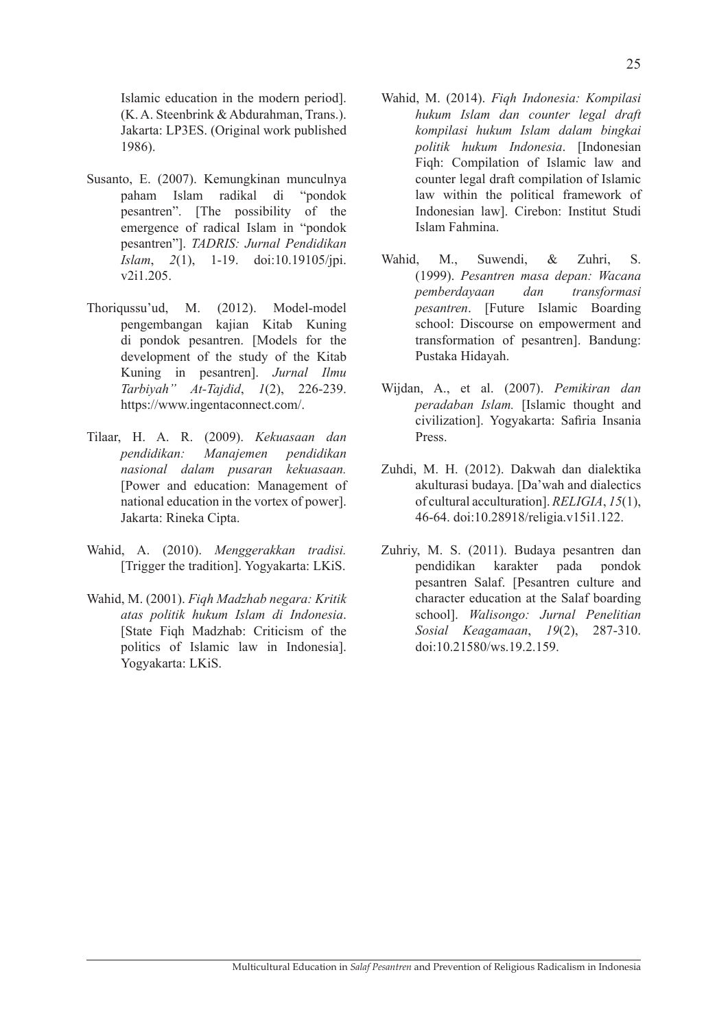Islamic education in the modern period]. (K. A. Steenbrink & Abdurahman, Trans.). Jakarta: LP3ES. (Original work published 1986).

Susanto, E. (2007). Kemungkinan munculnya paham Islam radikal di "pondok pesantren". [The possibility of the emergence of radical Islam in "pondok pesantren"]. *TADRIS: Jurnal Pendidikan Islam*, *2*(1), 1-19. doi:10.19105/jpi.v2i1.205.

Thoriqussu'ud, M. (2012). Model-model pengembangan kajian Kitab Kuning di pondok pesantren. [Models for the development of the study of the Kitab Kuning in pesantren]. *Jurnal Ilmu Tarbiyah" At-Tajdid*, *1*(2), 226-239. https://www.ingentaconnect.com/.

Tilaar, H. A. R. (2009). *Kekuasaan dan pendidikan: Manajemen pendidikan nasional dalam pusaran kekuasaan.* [Power and education: Management of national education in the vortex of power]. Jakarta: Rineka Cipta.

Wahid, A. (2010). *Menggerakkan tradisi.* [Trigger the tradition]. Yogyakarta: LKiS.

Wahid, M. (2001). *Fiqh Madzhab negara: Kritik atas politik hukum Islam di Indonesia*. [State Fiqh Madzhab: Criticism of the politics of Islamic law in Indonesia]. Yogyakarta: LKiS.

Wahid, M. (2014). *Fiqh Indonesia: Kompilasi hukum Islam dan counter legal draft kompilasi hukum Islam dalam bingkai politik hukum Indonesia*. [Indonesian Fiqh: Compilation of Islamic law and counter legal draft compilation of Islamic law within the political framework of Indonesian law]. Cirebon: Institut Studi Islam Fahmina.

Wahid, M., Suwendi, & Zuhri, S. (1999). *Pesantren masa depan: Wacana pemberdayaan dan transformasi pesantren*. [Future Islamic Boarding school: Discourse on empowerment and transformation of pesantren]. Bandung: Pustaka Hidayah.

Wijdan, A., et al. (2007). *Pemikiran dan peradaban Islam.* [Islamic thought and civilization]. Yogyakarta: Safiria Insania Press.

Zuhdi, M. H. (2012). Dakwah dan dialektika akulturasi budaya. [Da'wah and dialectics of cultural acculturation]. *RELIGIA*, *15*(1), 46-64. doi:10.28918/religia.v15i1.122.

Zuhriy, M. S. (2011). Budaya pesantren dan pendidikan karakter pada pondok pesantren Salaf. [Pesantren culture and character education at the Salaf boarding school]. *Walisongo: Jurnal Penelitian Sosial Keagamaan*, *19*(2), 287-310. doi:10.21580/ws.19.2.159.